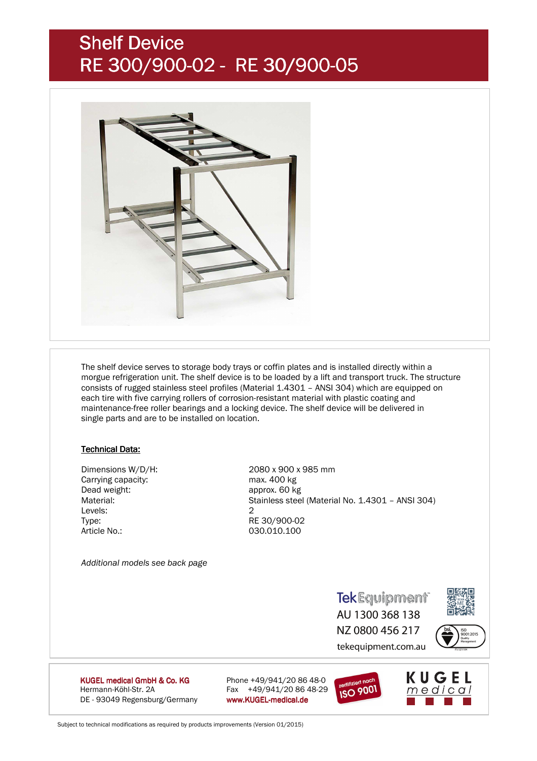# Shelf Device
# RE 300/900-02 - RE 30/900-05

The shelf device serves to storage body trays or coffin plates and is installed directly within a morgue refrigeration unit. The shelf device is to be loaded by a lift and transport truck. The structure consists of rugged stainless steel profiles (Material 1.4301 – ANSI 304) which are equipped on each tire with five carrying rollers of corrosion-resistant material with plastic coating and maintenance-free roller bearings and a locking device. The shelf device will be delivered in single parts and are to be installed on location.

**Technical Data:**

| | |
|---|---|
| Dimensions W/D/H: | 2080 x 900 x 985 mm |
| Carrying capacity: | max. 400 kg |
| Dead weight: | approx. 60 kg |
| Material: | Stainless steel (Material No. 1.4301 – ANSI 304) |
| Levels: | 2 |
| Type: | RE 30/900-02 |
| Article No.: | 030.010.100 |

*Additional models see back page*

TekEquipment
AU 1300 368 138
NZ 0800 456 217
tekequipment.com.au

**KUGEL medical GmbH & Co. KG**
Hermann-Köhl-Str. 2A
DE - 93049 Regensburg/Germany

Phone +49/941/20 86 48-0
Fax +49/941/20 86 48-29
**www.KUGEL-medical.de**

zertifiziert nach ISO 9001

KUGEL medical

Subject to technical modifications as required by products improvements (Version 01/2015)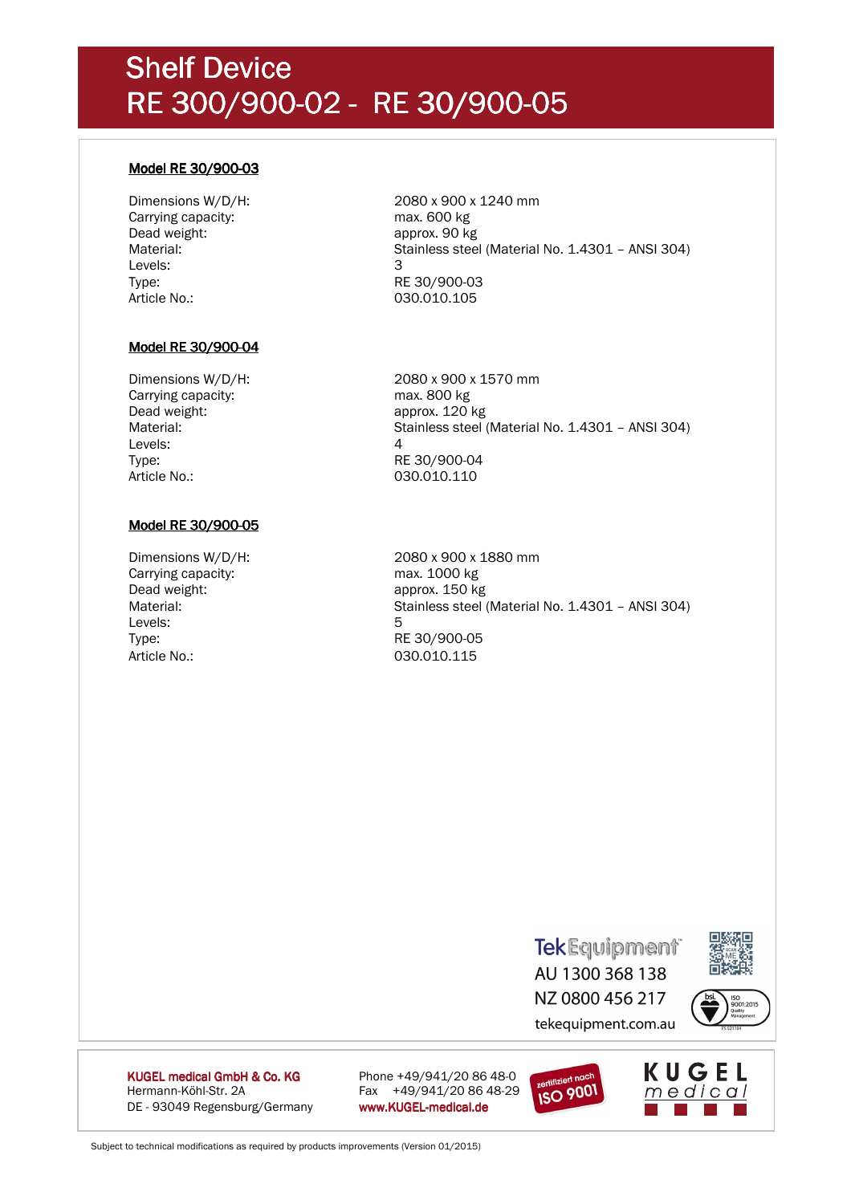# Shelf Device
# RE 300/900-02 - RE 30/900-05

**Model RE 30/900-03**

| | |
|---|---|
| Dimensions W/D/H: | 2080 x 900 x 1240 mm |
| Carrying capacity: | max. 600 kg |
| Dead weight: | approx. 90 kg |
| Material: | Stainless steel (Material No. 1.4301 – ANSI 304) |
| Levels: | 3 |
| Type: | RE 30/900-03 |
| Article No.: | 030.010.105 |

**Model RE 30/900-04**

| | |
|---|---|
| Dimensions W/D/H: | 2080 x 900 x 1570 mm |
| Carrying capacity: | max. 800 kg |
| Dead weight: | approx. 120 kg |
| Material: | Stainless steel (Material No. 1.4301 – ANSI 304) |
| Levels: | 4 |
| Type: | RE 30/900-04 |
| Article No.: | 030.010.110 |

**Model RE 30/900-05**

| | |
|---|---|
| Dimensions W/D/H: | 2080 x 900 x 1880 mm |
| Carrying capacity: | max. 1000 kg |
| Dead weight: | approx. 150 kg |
| Material: | Stainless steel (Material No. 1.4301 – ANSI 304) |
| Levels: | 5 |
| Type: | RE 30/900-05 |
| Article No.: | 030.010.115 |

TekEquipment
AU 1300 368 138
NZ 0800 456 217
tekequipment.com.au

ISO 9001:2015 Quality Management

**KUGEL medical GmbH & Co. KG**
Hermann-Köhl-Str. 2A
DE - 93049 Regensburg/Germany

Phone +49/941/20 86 48-0
Fax +49/941/20 86 48-29
**www.KUGEL-medical.de**

zertifiziert nach ISO 9001

KUGEL medical

Subject to technical modifications as required by products improvements (Version 01/2015)